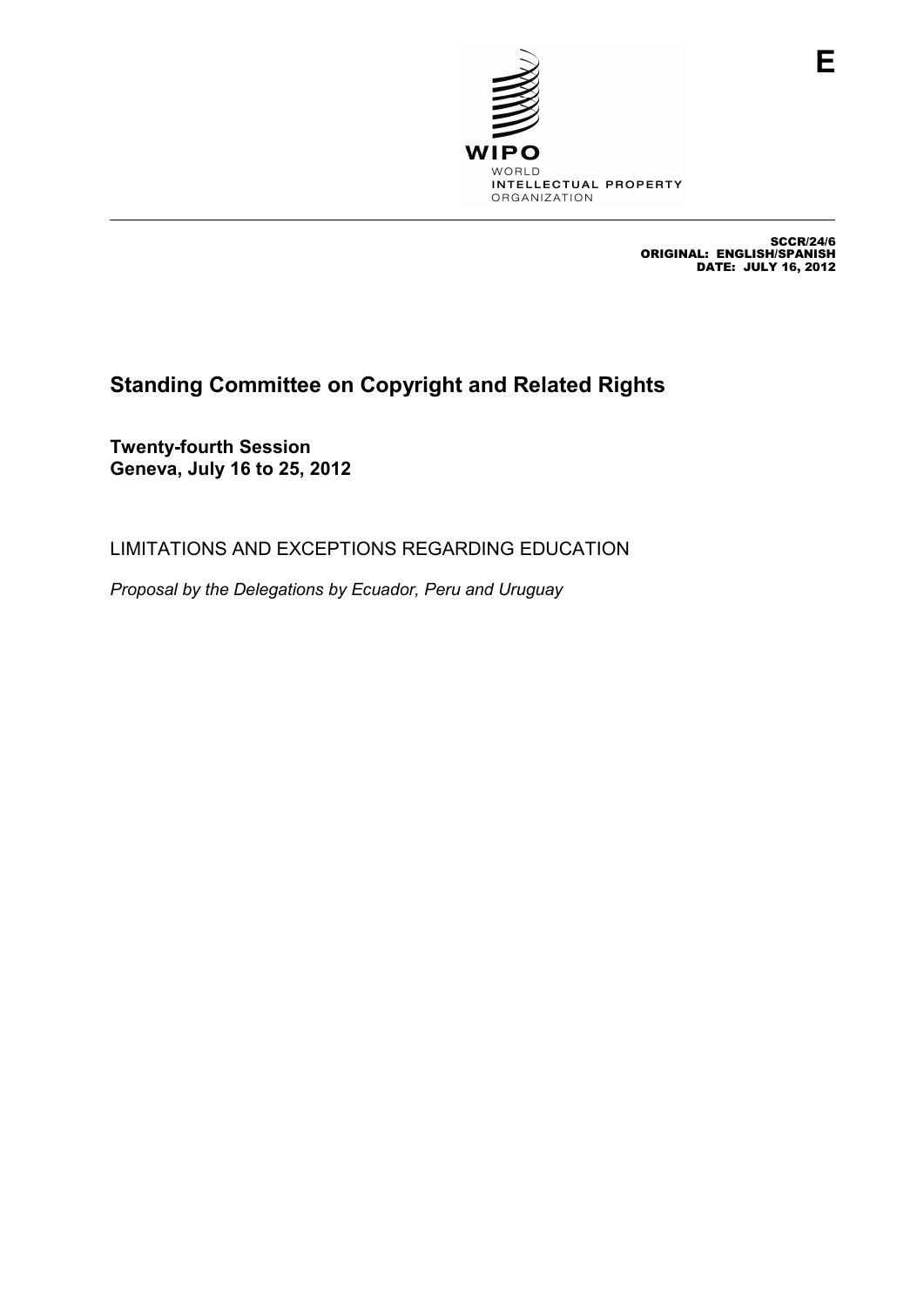E

WIPO
WORLD
INTELLECTUAL PROPERTY
ORGANIZATION

SCCR/24/6
ORIGINAL: ENGLISH/SPANISH
DATE: JULY 16, 2012

# Standing Committee on Copyright and Related Rights

**Twenty-fourth Session**
**Geneva, July 16 to 25, 2012**

LIMITATIONS AND EXCEPTIONS REGARDING EDUCATION

*Proposal by the Delegations by Ecuador, Peru and Uruguay*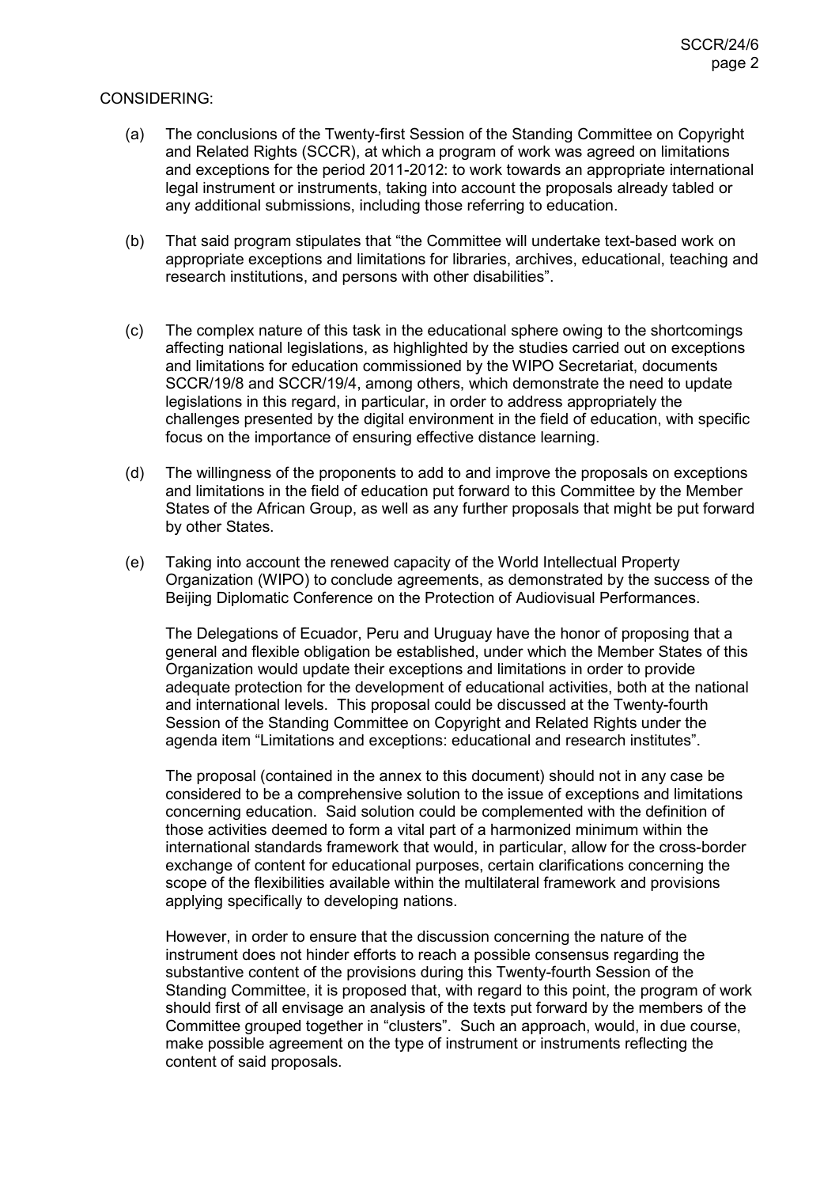CONSIDERING:

(a) The conclusions of the Twenty-first Session of the Standing Committee on Copyright and Related Rights (SCCR), at which a program of work was agreed on limitations and exceptions for the period 2011-2012: to work towards an appropriate international legal instrument or instruments, taking into account the proposals already tabled or any additional submissions, including those referring to education.

(b) That said program stipulates that "the Committee will undertake text-based work on appropriate exceptions and limitations for libraries, archives, educational, teaching and research institutions, and persons with other disabilities".

(c) The complex nature of this task in the educational sphere owing to the shortcomings affecting national legislations, as highlighted by the studies carried out on exceptions and limitations for education commissioned by the WIPO Secretariat, documents SCCR/19/8 and SCCR/19/4, among others, which demonstrate the need to update legislations in this regard, in particular, in order to address appropriately the challenges presented by the digital environment in the field of education, with specific focus on the importance of ensuring effective distance learning.

(d) The willingness of the proponents to add to and improve the proposals on exceptions and limitations in the field of education put forward to this Committee by the Member States of the African Group, as well as any further proposals that might be put forward by other States.

(e) Taking into account the renewed capacity of the World Intellectual Property Organization (WIPO) to conclude agreements, as demonstrated by the success of the Beijing Diplomatic Conference on the Protection of Audiovisual Performances.

The Delegations of Ecuador, Peru and Uruguay have the honor of proposing that a general and flexible obligation be established, under which the Member States of this Organization would update their exceptions and limitations in order to provide adequate protection for the development of educational activities, both at the national and international levels. This proposal could be discussed at the Twenty-fourth Session of the Standing Committee on Copyright and Related Rights under the agenda item "Limitations and exceptions: educational and research institutes".

The proposal (contained in the annex to this document) should not in any case be considered to be a comprehensive solution to the issue of exceptions and limitations concerning education. Said solution could be complemented with the definition of those activities deemed to form a vital part of a harmonized minimum within the international standards framework that would, in particular, allow for the cross-border exchange of content for educational purposes, certain clarifications concerning the scope of the flexibilities available within the multilateral framework and provisions applying specifically to developing nations.

However, in order to ensure that the discussion concerning the nature of the instrument does not hinder efforts to reach a possible consensus regarding the substantive content of the provisions during this Twenty-fourth Session of the Standing Committee, it is proposed that, with regard to this point, the program of work should first of all envisage an analysis of the texts put forward by the members of the Committee grouped together in "clusters". Such an approach, would, in due course, make possible agreement on the type of instrument or instruments reflecting the content of said proposals.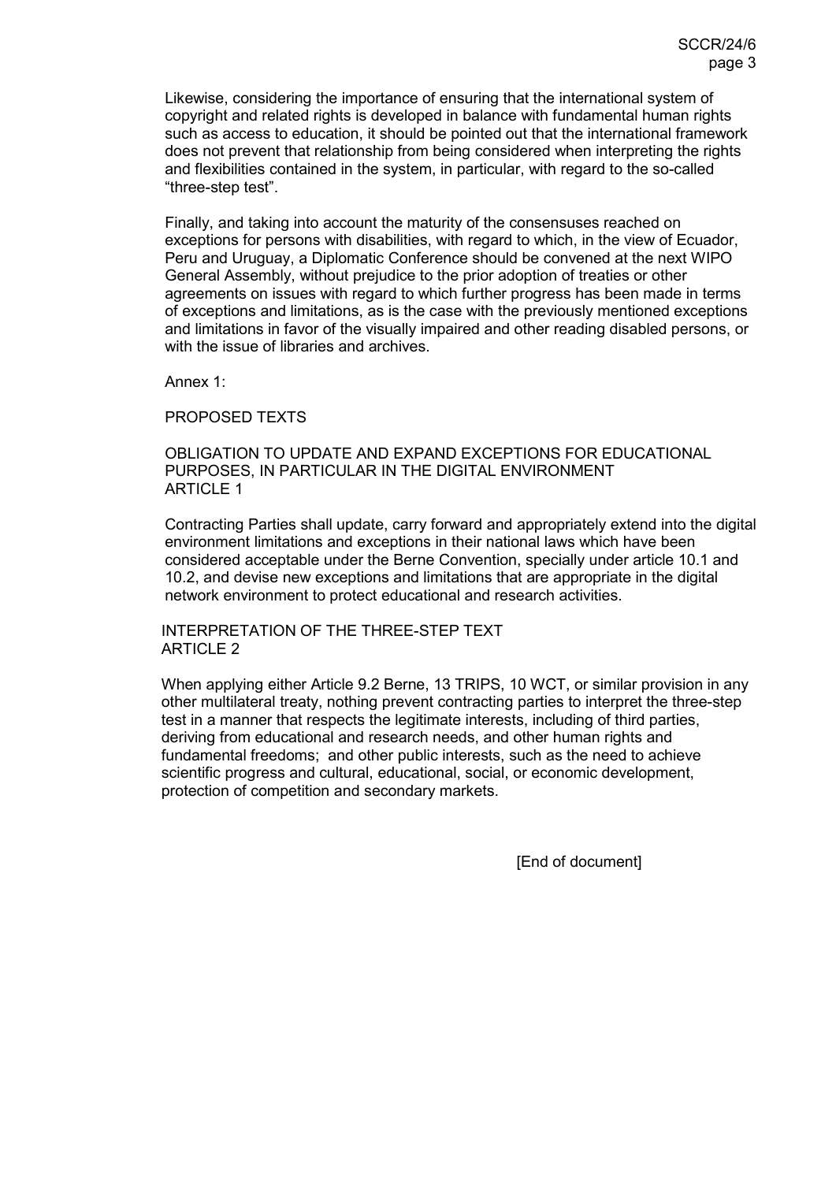Likewise, considering the importance of ensuring that the international system of copyright and related rights is developed in balance with fundamental human rights such as access to education, it should be pointed out that the international framework does not prevent that relationship from being considered when interpreting the rights and flexibilities contained in the system, in particular, with regard to the so-called "three-step test".

Finally, and taking into account the maturity of the consensuses reached on exceptions for persons with disabilities, with regard to which, in the view of Ecuador, Peru and Uruguay, a Diplomatic Conference should be convened at the next WIPO General Assembly, without prejudice to the prior adoption of treaties or other agreements on issues with regard to which further progress has been made in terms of exceptions and limitations, as is the case with the previously mentioned exceptions and limitations in favor of the visually impaired and other reading disabled persons, or with the issue of libraries and archives.

Annex 1:

PROPOSED TEXTS

OBLIGATION TO UPDATE AND EXPAND EXCEPTIONS FOR EDUCATIONAL PURPOSES, IN PARTICULAR IN THE DIGITAL ENVIRONMENT
ARTICLE 1

Contracting Parties shall update, carry forward and appropriately extend into the digital environment limitations and exceptions in their national laws which have been considered acceptable under the Berne Convention, specially under article 10.1 and 10.2, and devise new exceptions and limitations that are appropriate in the digital network environment to protect educational and research activities.

INTERPRETATION OF THE THREE-STEP TEXT
ARTICLE 2

When applying either Article 9.2 Berne, 13 TRIPS, 10 WCT, or similar provision in any other multilateral treaty, nothing prevent contracting parties to interpret the three-step test in a manner that respects the legitimate interests, including of third parties, deriving from educational and research needs, and other human rights and fundamental freedoms; and other public interests, such as the need to achieve scientific progress and cultural, educational, social, or economic development, protection of competition and secondary markets.

[End of document]